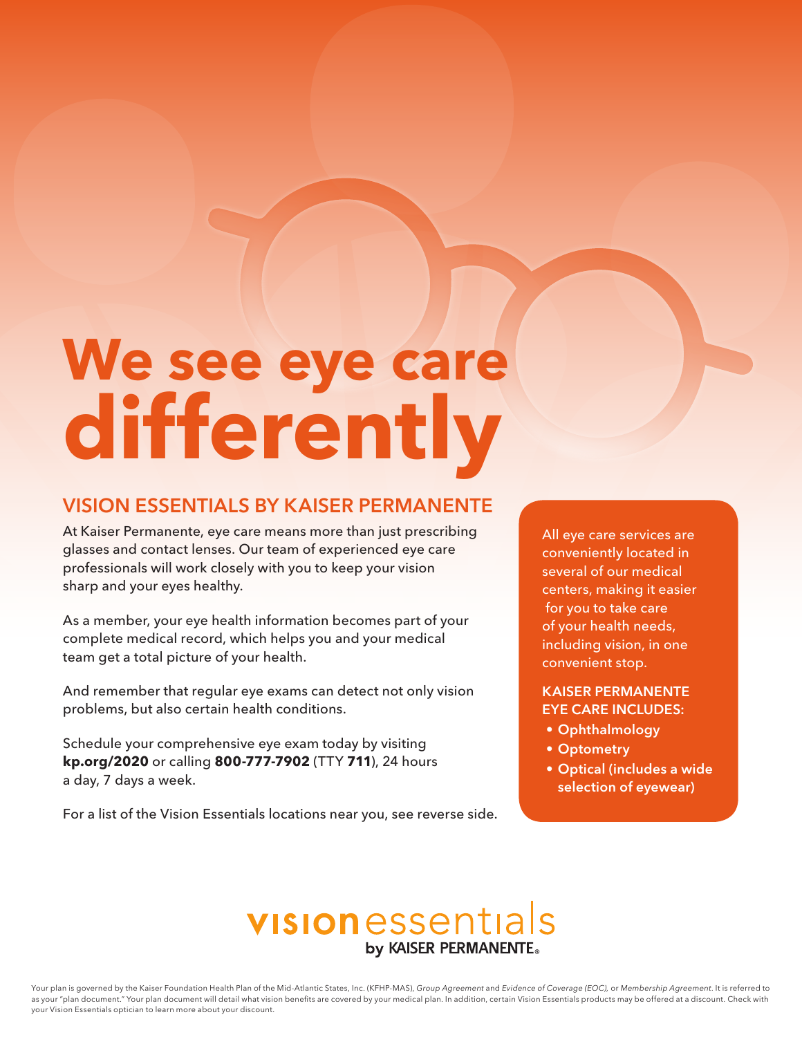# We see eye care differently

## VISION ESSENTIALS BY KAISER PERMANENTE

At Kaiser Permanente, eye care means more than just prescribing glasses and contact lenses. Our team of experienced eye care professionals will work closely with you to keep your vision sharp and your eyes healthy.

As a member, your eye health information becomes part of your complete medical record, which helps you and your medical team get a total picture of your health.

And remember that regular eye exams can detect not only vision problems, but also certain health conditions.

Schedule your comprehensive eye exam today by visiting **kp.org/2020** or calling **800-777-7902** (TTY **711**), 24 hours a day, 7 days a week.

For a list of the Vision Essentials locations near you, see reverse side.

All eye care services are conveniently located in several of our medical centers, making it easier for you to take care of your health needs, including vision, in one convenient stop.

### KAISER PERMANENTE EYE CARE INCLUDES:

- **Ophthalmology**
- **Optometry**
- **Optical (includes a wide selection of eyewear)**

**visionessentials** by KAISER PERMANENTE®

Your plan is governed by the Kaiser Foundation Health Plan of the Mid-Atlantic States, Inc. (KFHP-MAS), *Group Agreement* and *Evidence of Coverage (EOC),* or *Membership Agreement*. It is referred to as your "plan document." Your plan document will detail what vision benefits are covered by your medical plan. In addition, certain Vision Essentials products may be offered at a discount. Check with your Vision Essentials optician to learn more about your discount.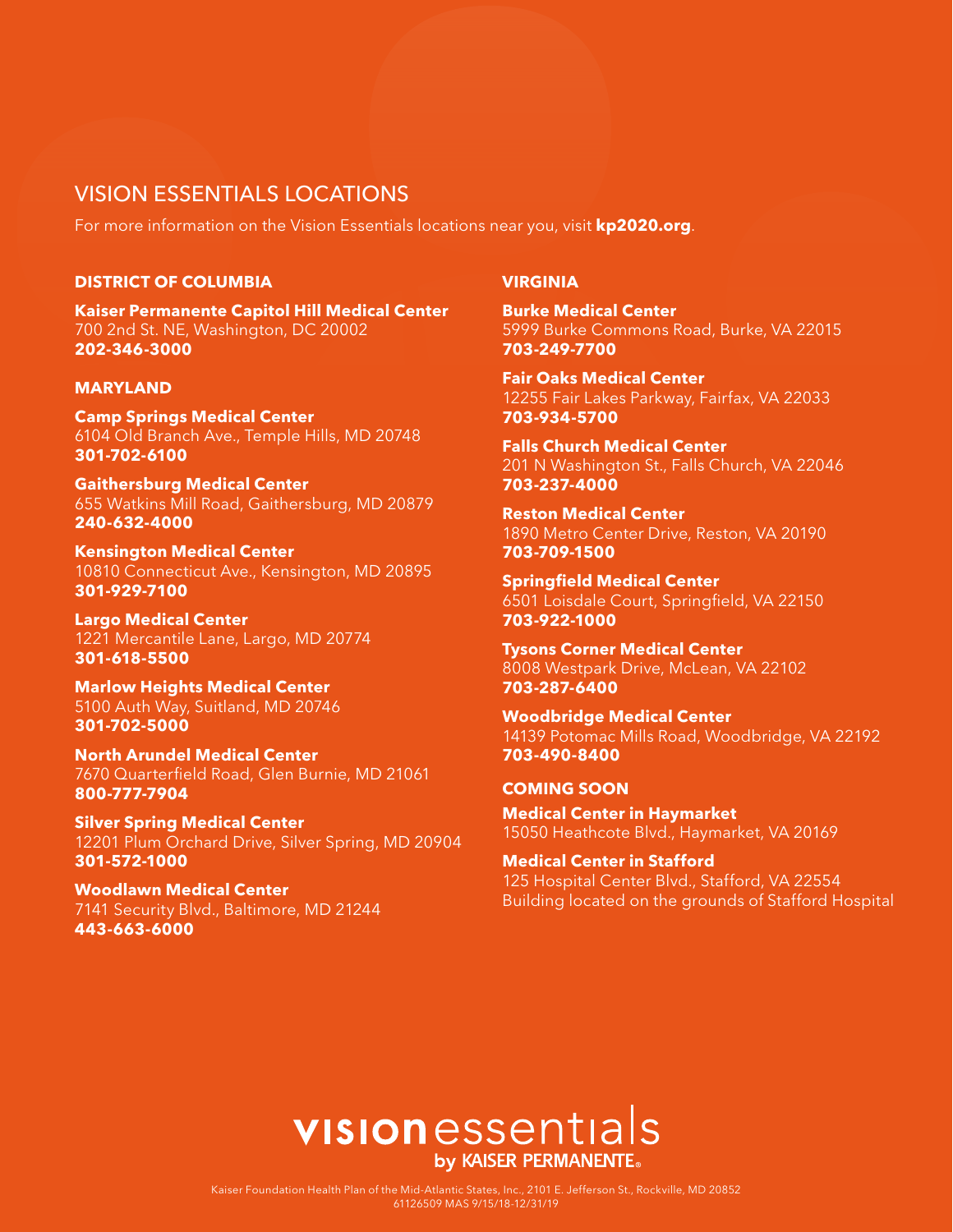# VISION ESSENTIALS LOCATIONS

For more information on the Vision Essentials locations near you, visit **kp2020.org**.

## DISTRICT OF COLUMBIA

**Kaiser Permanente Capitol Hill Medical Center**
700 2nd St. NE, Washington, DC 20002
**202-346-3000**

## MARYLAND

**Camp Springs Medical Center**
6104 Old Branch Ave., Temple Hills, MD 20748
**301-702-6100**

**Gaithersburg Medical Center**
655 Watkins Mill Road, Gaithersburg, MD 20879
**240-632-4000**

**Kensington Medical Center**
10810 Connecticut Ave., Kensington, MD 20895
**301-929-7100**

**Largo Medical Center**
1221 Mercantile Lane, Largo, MD 20774
**301-618-5500**

**Marlow Heights Medical Center**
5100 Auth Way, Suitland, MD 20746
**301-702-5000**

**North Arundel Medical Center**
7670 Quarterfield Road, Glen Burnie, MD 21061
**800-777-7904**

**Silver Spring Medical Center**
12201 Plum Orchard Drive, Silver Spring, MD 20904
**301-572-1000**

**Woodlawn Medical Center**
7141 Security Blvd., Baltimore, MD 21244
**443-663-6000**

## VIRGINIA

**Burke Medical Center**
5999 Burke Commons Road, Burke, VA 22015
**703-249-7700**

**Fair Oaks Medical Center**
12255 Fair Lakes Parkway, Fairfax, VA 22033
**703-934-5700**

**Falls Church Medical Center**
201 N Washington St., Falls Church, VA 22046
**703-237-4000**

**Reston Medical Center**
1890 Metro Center Drive, Reston, VA 20190
**703-709-1500**

**Springfield Medical Center**
6501 Loisdale Court, Springfield, VA 22150
**703-922-1000**

**Tysons Corner Medical Center**
8008 Westpark Drive, McLean, VA 22102
**703-287-6400**

**Woodbridge Medical Center**
14139 Potomac Mills Road, Woodbridge, VA 22192
**703-490-8400**

## COMING SOON

**Medical Center in Haymarket**
15050 Heathcote Blvd., Haymarket, VA 20169

**Medical Center in Stafford**
125 Hospital Center Blvd., Stafford, VA 22554
Building located on the grounds of Stafford Hospital

**vision**essentials
by KAISER PERMANENTE®

Kaiser Foundation Health Plan of the Mid-Atlantic States, Inc., 2101 E. Jefferson St., Rockville, MD 20852
61126509 MAS 9/15/18-12/31/19